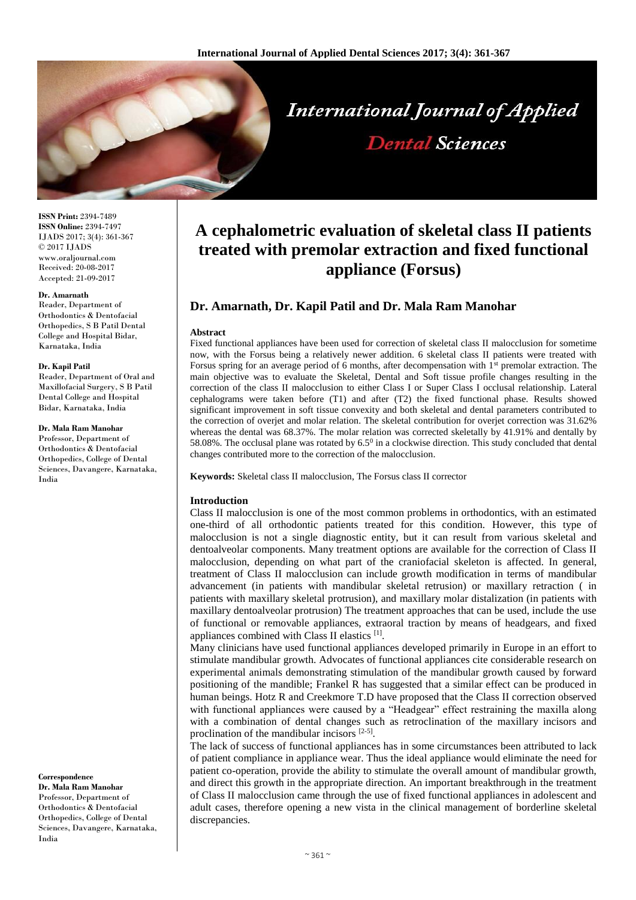# A cephalometric evaluation of skeletal class II patients treated with premolar extraction and fixed functional appliance (Forsus)

## Dr. Amarnath, Dr. Kapil Patil and Dr. Mala Ram Manohar

ISSN Print: 2394-7489
ISSN Online: 2394-7497
IJADS 2017; 3(4): 361-367
© 2017 IJADS
www.oraljournal.com
Received: 20-08-2017
Accepted: 21-09-2017

**Dr. Amarnath**
Reader, Department of Orthodontics & Dentofacial Orthopedics, S B Patil Dental College and Hospital Bidar, Karnataka, India

**Dr. Kapil Patil**
Reader, Department of Oral and Maxillofacial Surgery, S B Patil Dental College and Hospital Bidar, Karnataka, India

**Dr. Mala Ram Manohar**
Professor, Department of Orthodontics & Dentofacial Orthopedics, College of Dental Sciences, Davangere, Karnataka, India

**Correspondence**
**Dr. Mala Ram Manohar**
Professor, Department of Orthodontics & Dentofacial Orthopedics, College of Dental Sciences, Davangere, Karnataka, India

### Abstract

Fixed functional appliances have been used for correction of skeletal class II malocclusion for sometime now, with the Forsus being a relatively newer addition. 6 skeletal class II patients were treated with Forsus spring for an average period of 6 months, after decompensation with 1st premolar extraction. The main objective was to evaluate the Skeletal, Dental and Soft tissue profile changes resulting in the correction of the class II malocclusion to either Class I or Super Class I occlusal relationship. Lateral cephalograms were taken before (T1) and after (T2) the fixed functional phase. Results showed significant improvement in soft tissue convexity and both skeletal and dental parameters contributed to the correction of overjet and molar relation. The skeletal contribution for overjet correction was 31.62% whereas the dental was 68.37%. The molar relation was corrected skeletally by 41.91% and dentally by 58.08%. The occlusal plane was rotated by $6.5^0$ in a clockwise direction. This study concluded that dental changes contributed more to the correction of the malocclusion.

**Keywords:** Skeletal class II malocclusion, The Forsus class II corrector

### Introduction

Class II malocclusion is one of the most common problems in orthodontics, with an estimated one-third of all orthodontic patients treated for this condition. However, this type of malocclusion is not a single diagnostic entity, but it can result from various skeletal and dentoalveolar components. Many treatment options are available for the correction of Class II malocclusion, depending on what part of the craniofacial skeleton is affected. In general, treatment of Class II malocclusion can include growth modification in terms of mandibular advancement (in patients with mandibular skeletal retrusion) or maxillary retraction ( in patients with maxillary skeletal protrusion), and maxillary molar distalization (in patients with maxillary dentoalveolar protrusion) The treatment approaches that can be used, include the use of functional or removable appliances, extraoral traction by means of headgears, and fixed appliances combined with Class II elastics [1].

Many clinicians have used functional appliances developed primarily in Europe in an effort to stimulate mandibular growth. Advocates of functional appliances cite considerable research on experimental animals demonstrating stimulation of the mandibular growth caused by forward positioning of the mandible; Frankel R has suggested that a similar effect can be produced in human beings. Hotz R and Creekmore T.D have proposed that the Class II correction observed with functional appliances were caused by a "Headgear" effect restraining the maxilla along with a combination of dental changes such as retroclination of the maxillary incisors and proclination of the mandibular incisors [2-5].

The lack of success of functional appliances has in some circumstances been attributed to lack of patient compliance in appliance wear. Thus the ideal appliance would eliminate the need for patient co-operation, provide the ability to stimulate the overall amount of mandibular growth, and direct this growth in the appropriate direction. An important breakthrough in the treatment of Class II malocclusion came through the use of fixed functional appliances in adolescent and adult cases, therefore opening a new vista in the clinical management of borderline skeletal discrepancies.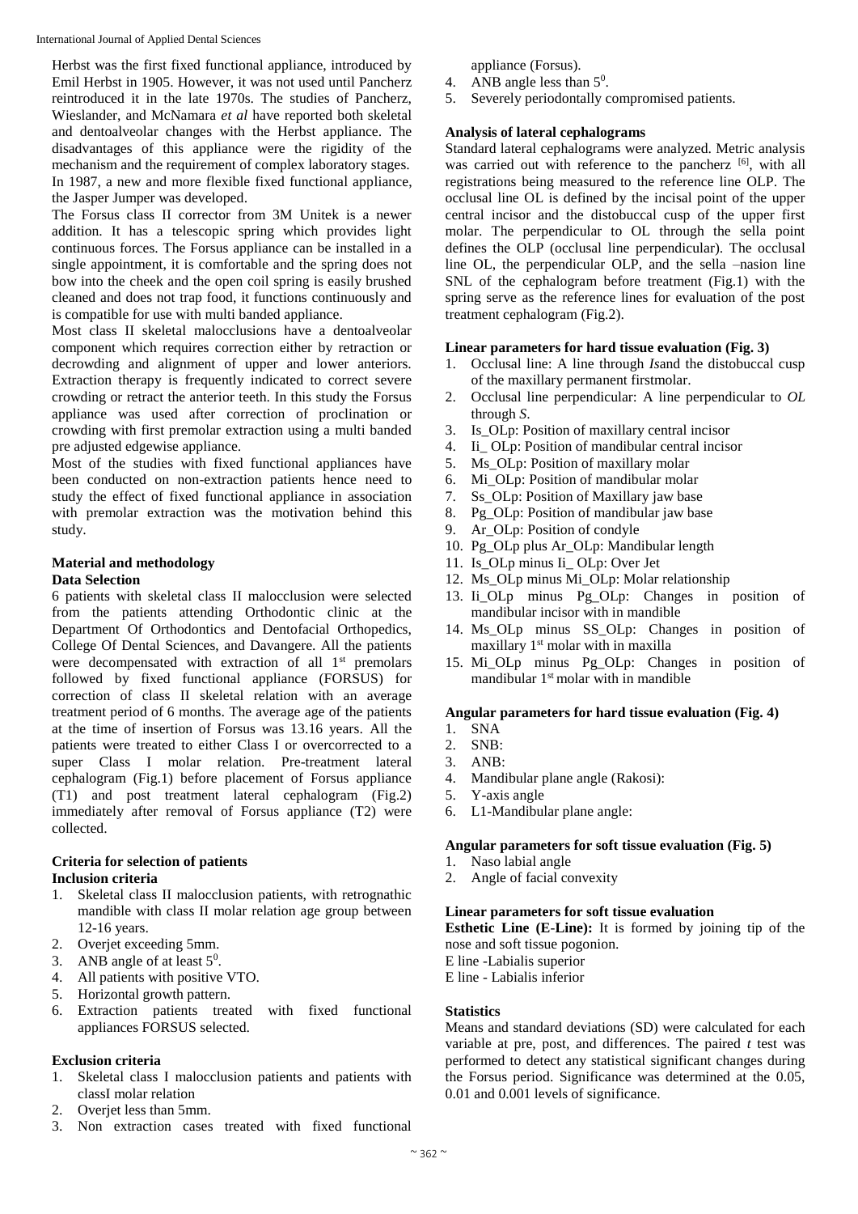Herbst was the first fixed functional appliance, introduced by Emil Herbst in 1905. However, it was not used until Pancherz reintroduced it in the late 1970s. The studies of Pancherz, Wieslander, and McNamara *et al* have reported both skeletal and dentoalveolar changes with the Herbst appliance. The disadvantages of this appliance were the rigidity of the mechanism and the requirement of complex laboratory stages. In 1987, a new and more flexible fixed functional appliance, the Jasper Jumper was developed.

The Forsus class II corrector from 3M Unitek is a newer addition. It has a telescopic spring which provides light continuous forces. The Forsus appliance can be installed in a single appointment, it is comfortable and the spring does not bow into the cheek and the open coil spring is easily brushed cleaned and does not trap food, it functions continuously and is compatible for use with multi banded appliance.

Most class II skeletal malocclusions have a dentoalveolar component which requires correction either by retraction or decrowding and alignment of upper and lower anteriors. Extraction therapy is frequently indicated to correct severe crowding or retract the anterior teeth. In this study the Forsus appliance was used after correction of proclination or crowding with first premolar extraction using a multi banded pre adjusted edgewise appliance.

Most of the studies with fixed functional appliances have been conducted on non-extraction patients hence need to study the effect of fixed functional appliance in association with premolar extraction was the motivation behind this study.

## Material and methodology

### Data Selection

6 patients with skeletal class II malocclusion were selected from the patients attending Orthodontic clinic at the Department Of Orthodontics and Dentofacial Orthopedics, College Of Dental Sciences, and Davangere. All the patients were decompensated with extraction of all 1st premolars followed by fixed functional appliance (FORSUS) for correction of class II skeletal relation with an average treatment period of 6 months. The average age of the patients at the time of insertion of Forsus was 13.16 years. All the patients were treated to either Class I or overcorrected to a super Class I molar relation. Pre-treatment lateral cephalogram (Fig.1) before placement of Forsus appliance (T1) and post treatment lateral cephalogram (Fig.2) immediately after removal of Forsus appliance (T2) were collected.

### Criteria for selection of patients

#### Inclusion criteria

1. Skeletal class II malocclusion patients, with retrognathic mandible with class II molar relation age group between 12-16 years.
2. Overjet exceeding 5mm.
3. ANB angle of at least $5^0$.
4. All patients with positive VTO.
5. Horizontal growth pattern.
6. Extraction patients treated with fixed functional appliances FORSUS selected.

#### Exclusion criteria

1. Skeletal class I malocclusion patients and patients with classI molar relation
2. Overjet less than 5mm.
3. Non extraction cases treated with fixed functional appliance (Forsus).
4. ANB angle less than $5^0$.
5. Severely periodontally compromised patients.

### Analysis of lateral cephalograms

Standard lateral cephalograms were analyzed. Metric analysis was carried out with reference to the pancherz [6], with all registrations being measured to the reference line OLP. The occlusal line OL is defined by the incisal point of the upper central incisor and the distobuccal cusp of the upper first molar. The perpendicular to OL through the sella point defines the OLP (occlusal line perpendicular). The occlusal line OL, the perpendicular OLP, and the sella –nasion line SNL of the cephalogram before treatment (Fig.1) with the spring serve as the reference lines for evaluation of the post treatment cephalogram (Fig.2).

### Linear parameters for hard tissue evaluation (Fig. 3)

1. Occlusal line: A line through *Is*and the distobuccal cusp of the maxillary permanent firstmolar.
2. Occlusal line perpendicular: A line perpendicular to *OL* through *S*.
3. Is_OLp: Position of maxillary central incisor
4. Ii_ OLp: Position of mandibular central incisor
5. Ms_OLp: Position of maxillary molar
6. Mi_OLp: Position of mandibular molar
7. Ss_OLp: Position of Maxillary jaw base
8. Pg_OLp: Position of mandibular jaw base
9. Ar_OLp: Position of condyle
10. Pg_OLp plus Ar_OLp: Mandibular length
11. Is_OLp minus Ii_ OLp: Over Jet
12. Ms_OLp minus Mi_OLp: Molar relationship
13. Ii_OLp minus Pg_OLp: Changes in position of mandibular incisor with in mandible
14. Ms_OLp minus SS_OLp: Changes in position of maxillary 1st molar with in maxilla
15. Mi_OLp minus Pg_OLp: Changes in position of mandibular 1st molar with in mandible

### Angular parameters for hard tissue evaluation (Fig. 4)

1. SNA
2. SNB:
3. ANB:
4. Mandibular plane angle (Rakosi):
5. Y-axis angle
6. L1-Mandibular plane angle:

### Angular parameters for soft tissue evaluation (Fig. 5)

1. Naso labial angle
2. Angle of facial convexity

### Linear parameters for soft tissue evaluation

**Esthetic Line (E-Line):** It is formed by joining tip of the nose and soft tissue pogonion.

E line -Labialis superior

E line - Labialis inferior

### Statistics

Means and standard deviations (SD) were calculated for each variable at pre, post, and differences. The paired *t* test was performed to detect any statistical significant changes during the Forsus period. Significance was determined at the 0.05, 0.01 and 0.001 levels of significance.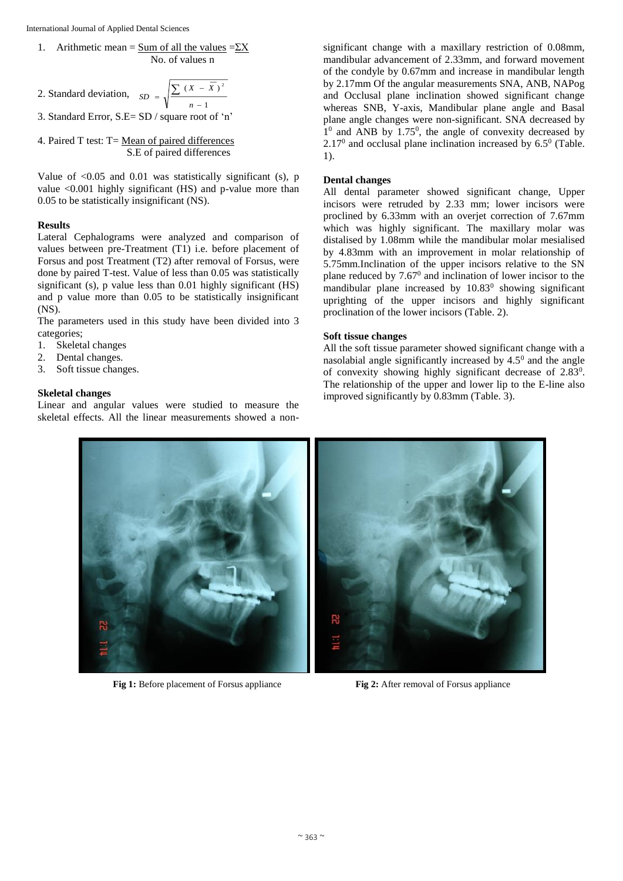1. Arithmetic mean = Sum of all the values = $\Sigma X$ / No. of values n

2. Standard deviation, $SD = \sqrt{\frac{\sum (X - \bar{X})^2}{n - 1}}$

3. Standard Error, S.E= SD / square root of 'n'

4. Paired T test: T= Mean of paired differences / S.E of paired differences

Value of <0.05 and 0.01 was statistically significant (s), p value <0.001 highly significant (HS) and p-value more than 0.05 to be statistically insignificant (NS).

**Results**

Lateral Cephalograms were analyzed and comparison of values between pre-Treatment (T1) i.e. before placement of Forsus and post Treatment (T2) after removal of Forsus, were done by paired T-test. Value of less than 0.05 was statistically significant (s), p value less than 0.01 highly significant (HS) and p value more than 0.05 to be statistically insignificant (NS).

The parameters used in this study have been divided into 3 categories;

1. Skeletal changes
2. Dental changes.
3. Soft tissue changes.

**Skeletal changes**

Linear and angular values were studied to measure the skeletal effects. All the linear measurements showed a non-significant change with a maxillary restriction of 0.08mm, mandibular advancement of 2.33mm, and forward movement of the condyle by 0.67mm and increase in mandibular length by 2.17mm Of the angular measurements SNA, ANB, NAPog and Occlusal plane inclination showed significant change whereas SNB, Y-axis, Mandibular plane angle and Basal plane angle changes were non-significant. SNA decreased by $1^0$ and ANB by $1.75^0$, the angle of convexity decreased by $2.17^0$ and occlusal plane inclination increased by $6.5^0$ (Table. 1).

**Dental changes**

All dental parameter showed significant change, Upper incisors were retruded by 2.33 mm; lower incisors were proclined by 6.33mm with an overjet correction of 7.67mm which was highly significant. The maxillary molar was distalised by 1.08mm while the mandibular molar mesialised by 4.83mm with an improvement in molar relationship of 5.75mm.Inclination of the upper incisors relative to the SN plane reduced by $7.67^0$ and inclination of lower incisor to the mandibular plane increased by $10.83^0$ showing significant uprighting of the upper incisors and highly significant proclination of the lower incisors (Table. 2).

**Soft tissue changes**

All the soft tissue parameter showed significant change with a nasolabial angle significantly increased by $4.5^0$ and the angle of convexity showing highly significant decrease of $2.83^0$. The relationship of the upper and lower lip to the E-line also improved significantly by 0.83mm (Table. 3).

**Fig 1:** Before placement of Forsus appliance

**Fig 2:** After removal of Forsus appliance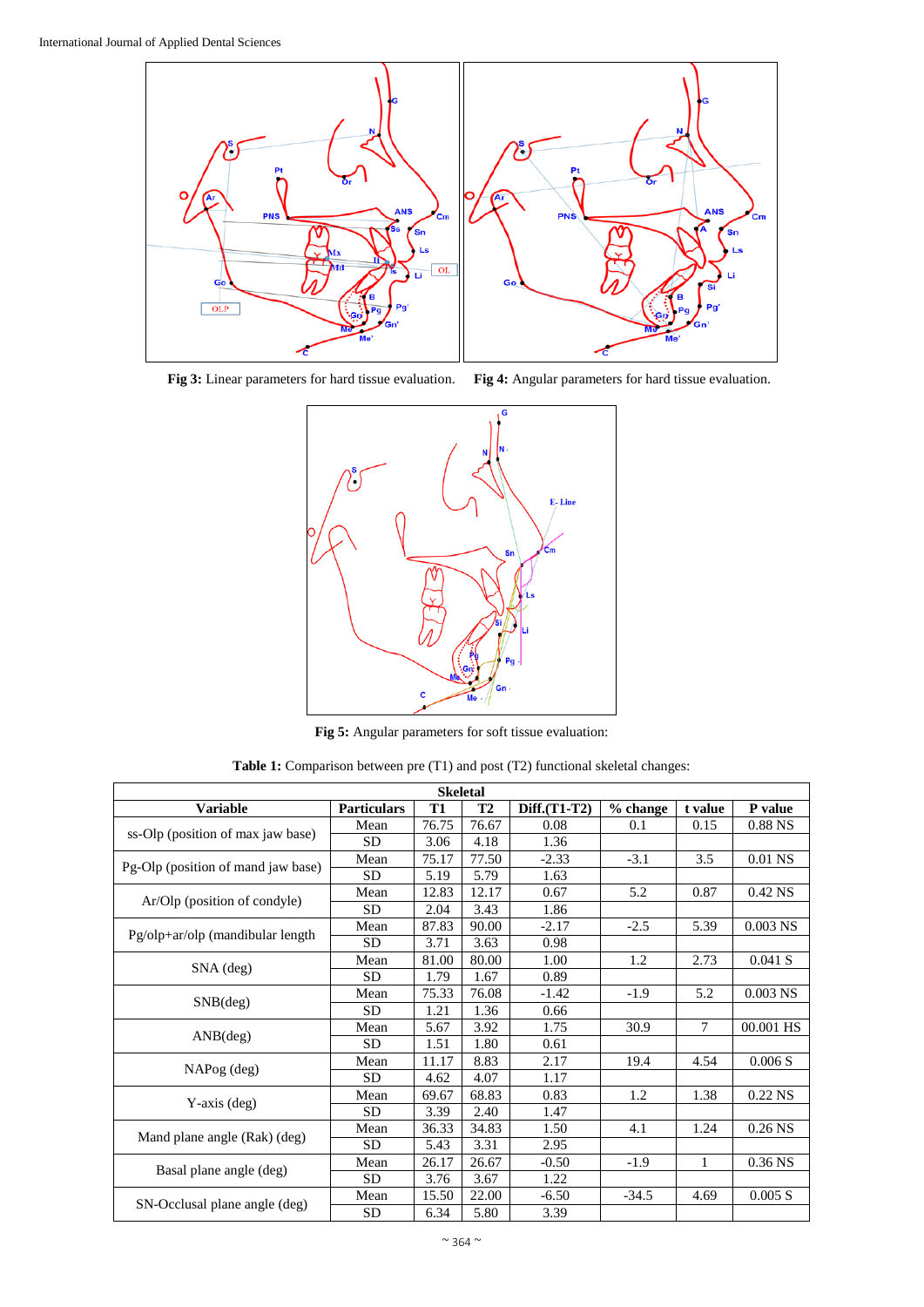**Fig 3:** Linear parameters for hard tissue evaluation. **Fig 4:** Angular parameters for hard tissue evaluation.

**Fig 5:** Angular parameters for soft tissue evaluation:

**Table 1:** Comparison between pre (T1) and post (T2) functional skeletal changes:

| Skeletal | | | | | | | |
|---|---|---|---|---|---|---|---|
| **Variable** | **Particulars** | **T1** | **T2** | **Diff.(T1-T2)** | **% change** | **t value** | **P value** |
| ss-Olp (position of max jaw base) | Mean | 76.75 | 76.67 | 0.08 | 0.1 | 0.15 | 0.88 NS |
| | SD | 3.06 | 4.18 | 1.36 | | | |
| Pg-Olp (position of mand jaw base) | Mean | 75.17 | 77.50 | -2.33 | -3.1 | 3.5 | 0.01 NS |
| | SD | 5.19 | 5.79 | 1.63 | | | |
| Ar/Olp (position of condyle) | Mean | 12.83 | 12.17 | 0.67 | 5.2 | 0.87 | 0.42 NS |
| | SD | 2.04 | 3.43 | 1.86 | | | |
| Pg/olp+ar/olp (mandibular length | Mean | 87.83 | 90.00 | -2.17 | -2.5 | 5.39 | 0.003 NS |
| | SD | 3.71 | 3.63 | 0.98 | | | |
| SNA (deg) | Mean | 81.00 | 80.00 | 1.00 | 1.2 | 2.73 | 0.041 S |
| | SD | 1.79 | 1.67 | 0.89 | | | |
| SNB(deg) | Mean | 75.33 | 76.08 | -1.42 | -1.9 | 5.2 | 0.003 NS |
| | SD | 1.21 | 1.36 | 0.66 | | | |
| ANB(deg) | Mean | 5.67 | 3.92 | 1.75 | 30.9 | 7 | 00.001 HS |
| | SD | 1.51 | 1.80 | 0.61 | | | |
| NAPog (deg) | Mean | 11.17 | 8.83 | 2.17 | 19.4 | 4.54 | 0.006 S |
| | SD | 4.62 | 4.07 | 1.17 | | | |
| Y-axis (deg) | Mean | 69.67 | 68.83 | 0.83 | 1.2 | 1.38 | 0.22 NS |
| | SD | 3.39 | 2.40 | 1.47 | | | |
| Mand plane angle (Rak) (deg) | Mean | 36.33 | 34.83 | 1.50 | 4.1 | 1.24 | 0.26 NS |
| | SD | 5.43 | 3.31 | 2.95 | | | |
| Basal plane angle (deg) | Mean | 26.17 | 26.67 | -0.50 | -1.9 | 1 | 0.36 NS |
| | SD | 3.76 | 3.67 | 1.22 | | | |
| SN-Occlusal plane angle (deg) | Mean | 15.50 | 22.00 | -6.50 | -34.5 | 4.69 | 0.005 S |
| | SD | 6.34 | 5.80 | 3.39 | | | |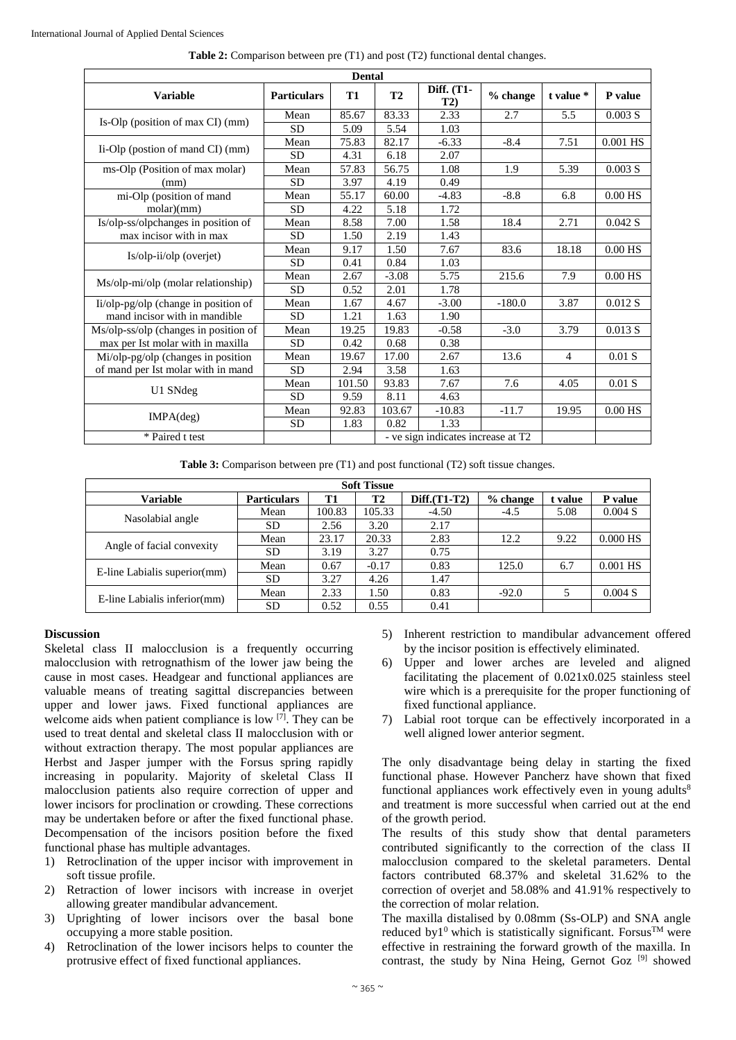**Table 2:** Comparison between pre (T1) and post (T2) functional dental changes.

| Dental | | | | | | | |
|---|---|---|---|---|---|---|---|
| **Variable** | **Particulars** | **T1** | **T2** | **Diff. (T1-T2)** | **% change** | **t value \*** | **P value** |
| Is-Olp (position of max CI) (mm) | Mean | 85.67 | 83.33 | 2.33 | 2.7 | 5.5 | 0.003 S |
| | SD | 5.09 | 5.54 | 1.03 | | | |
| Ii-Olp (postion of mand CI) (mm) | Mean | 75.83 | 82.17 | -6.33 | -8.4 | 7.51 | 0.001 HS |
| | SD | 4.31 | 6.18 | 2.07 | | | |
| ms-Olp (Position of max molar) (mm) | Mean | 57.83 | 56.75 | 1.08 | 1.9 | 5.39 | 0.003 S |
| | SD | 3.97 | 4.19 | 0.49 | | | |
| mi-Olp (position of mand molar)(mm) | Mean | 55.17 | 60.00 | -4.83 | -8.8 | 6.8 | 0.00 HS |
| | SD | 4.22 | 5.18 | 1.72 | | | |
| Is/olp-ss/olpchanges in position of max incisor with in max | Mean | 8.58 | 7.00 | 1.58 | 18.4 | 2.71 | 0.042 S |
| | SD | 1.50 | 2.19 | 1.43 | | | |
| Is/olp-ii/olp (overjet) | Mean | 9.17 | 1.50 | 7.67 | 83.6 | 18.18 | 0.00 HS |
| | SD | 0.41 | 0.84 | 1.03 | | | |
| Ms/olp-mi/olp (molar relationship) | Mean | 2.67 | -3.08 | 5.75 | 215.6 | 7.9 | 0.00 HS |
| | SD | 0.52 | 2.01 | 1.78 | | | |
| Ii/olp-pg/olp (change in position of mand incisor with in mandible | Mean | 1.67 | 4.67 | -3.00 | -180.0 | 3.87 | 0.012 S |
| | SD | 1.21 | 1.63 | 1.90 | | | |
| Ms/olp-ss/olp (changes in position of max per Ist molar with in maxilla | Mean | 19.25 | 19.83 | -0.58 | -3.0 | 3.79 | 0.013 S |
| | SD | 0.42 | 0.68 | 0.38 | | | |
| Mi/olp-pg/olp (changes in position of mand per Ist molar with in mand | Mean | 19.67 | 17.00 | 2.67 | 13.6 | 4 | 0.01 S |
| | SD | 2.94 | 3.58 | 1.63 | | | |
| U1 SNdeg | Mean | 101.50 | 93.83 | 7.67 | 7.6 | 4.05 | 0.01 S |
| | SD | 9.59 | 8.11 | 4.63 | | | |
| IMPA(deg) | Mean | 92.83 | 103.67 | -10.83 | -11.7 | 19.95 | 0.00 HS |
| | SD | 1.83 | 0.82 | 1.33 | | | |
| * Paired t test | | | - ve sign indicates increase at T2 | | | | |

**Table 3:** Comparison between pre (T1) and post functional (T2) soft tissue changes.

| Soft Tissue | | | | | | | |
|---|---|---|---|---|---|---|---|
| **Variable** | **Particulars** | **T1** | **T2** | **Diff.(T1-T2)** | **% change** | **t value** | **P value** |
| Nasolabial angle | Mean | 100.83 | 105.33 | -4.50 | -4.5 | 5.08 | 0.004 S |
| | SD | 2.56 | 3.20 | 2.17 | | | |
| Angle of facial convexity | Mean | 23.17 | 20.33 | 2.83 | 12.2 | 9.22 | 0.000 HS |
| | SD | 3.19 | 3.27 | 0.75 | | | |
| E-line Labialis superior(mm) | Mean | 0.67 | -0.17 | 0.83 | 125.0 | 6.7 | 0.001 HS |
| | SD | 3.27 | 4.26 | 1.47 | | | |
| E-line Labialis inferior(mm) | Mean | 2.33 | 1.50 | 0.83 | -92.0 | 5 | 0.004 S |
| | SD | 0.52 | 0.55 | 0.41 | | | |

## Discussion

Skeletal class II malocclusion is a frequently occurring malocclusion with retrognathism of the lower jaw being the cause in most cases. Headgear and functional appliances are valuable means of treating sagittal discrepancies between upper and lower jaws. Fixed functional appliances are welcome aids when patient compliance is low [7]. They can be used to treat dental and skeletal class II malocclusion with or without extraction therapy. The most popular appliances are Herbst and Jasper jumper with the Forsus spring rapidly increasing in popularity. Majority of skeletal Class II malocclusion patients also require correction of upper and lower incisors for proclination or crowding. These corrections may be undertaken before or after the fixed functional phase. Decompensation of the incisors position before the fixed functional phase has multiple advantages.

1) Retroclination of the upper incisor with improvement in soft tissue profile.
2) Retraction of lower incisors with increase in overjet allowing greater mandibular advancement.
3) Uprighting of lower incisors over the basal bone occupying a more stable position.
4) Retroclination of the lower incisors helps to counter the protrusive effect of fixed functional appliances.
5) Inherent restriction to mandibular advancement offered by the incisor position is effectively eliminated.
6) Upper and lower arches are leveled and aligned facilitating the placement of 0.021x0.025 stainless steel wire which is a prerequisite for the proper functioning of fixed functional appliance.
7) Labial root torque can be effectively incorporated in a well aligned lower anterior segment.

The only disadvantage being delay in starting the fixed functional phase. However Pancherz have shown that fixed functional appliances work effectively even in young adults[8] and treatment is more successful when carried out at the end of the growth period.

The results of this study show that dental parameters contributed significantly to the correction of the class II malocclusion compared to the skeletal parameters. Dental factors contributed 68.37% and skeletal 31.62% to the correction of overjet and 58.08% and 41.91% respectively to the correction of molar relation.

The maxilla distalised by 0.08mm (Ss-OLP) and SNA angle reduced by$1^0$ which is statistically significant. Forsus™ were effective in restraining the forward growth of the maxilla. In contrast, the study by Nina Heing, Gernot Goz [9] showed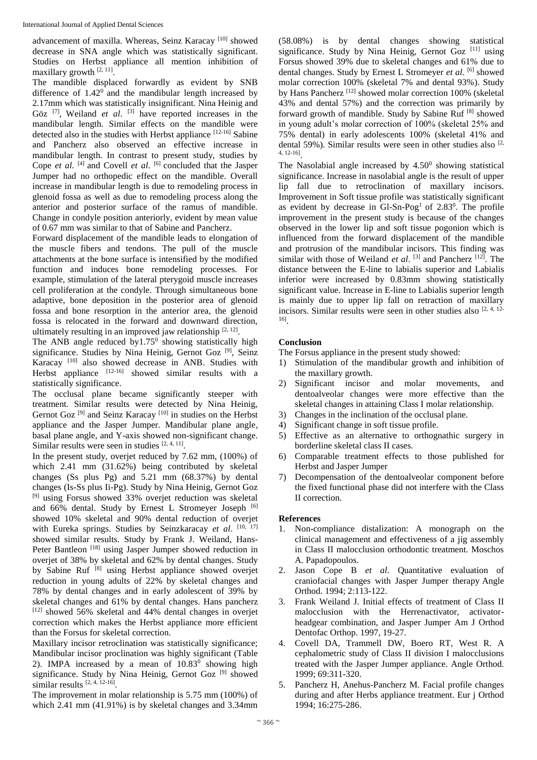advancement of maxilla. Whereas, Seinz Karacay [10] showed decrease in SNA angle which was statistically significant. Studies on Herbst appliance all mention inhibition of maxillary growth [2, 11].

The mandible displaced forwardly as evident by SNB difference of $1.42^0$ and the mandibular length increased by 2.17mm which was statistically insignificant. Nina Heinig and Göz [7], Weiland *et al*. [3] have reported increases in the mandibular length. Similar effects on the mandible were detected also in the studies with Herbst appliance [12-16] Sabine and Pancherz also observed an effective increase in mandibular length. In contrast to present study, studies by Cope *et al.* [4] and Covell *et al.* [6] concluded that the Jasper Jumper had no orthopedic effect on the mandible. Overall increase in mandibular length is due to remodeling process in glenoid fossa as well as due to remodeling process along the anterior and posterior surface of the ramus of mandible. Change in condyle position anteriorly, evident by mean value of 0.67 mm was similar to that of Sabine and Pancherz.

Forward displacement of the mandible leads to elongation of the muscle fibers and tendons. The pull of the muscle attachments at the bone surface is intensified by the modified function and induces bone remodeling processes. For example, stimulation of the lateral pterygoid muscle increases cell proliferation at the condyle. Through simultaneous bone adaptive, bone deposition in the posterior area of glenoid fossa and bone resorption in the anterior area, the glenoid fossa is relocated in the forward and downward direction, ultimately resulting in an improved jaw relationship [2, 12].

The ANB angle reduced by$1.75^0$ showing statistically high significance. Studies by Nina Heinig, Gernot Goz [9], Seinz Karacay [10] also showed decrease in ANB. Studies with Herbst appliance [12-16] showed similar results with a statistically significance.

The occlusal plane became significantly steeper with treatment. Similar results were detected by Nina Heinig, Gernot Goz [9] and Seinz Karacay [10] in studies on the Herbst appliance and the Jasper Jumper. Mandibular plane angle, basal plane angle, and Y-axis showed non-significant change. Similar results were seen in studies [2, 4, 11].

In the present study, overjet reduced by 7.62 mm, (100%) of which 2.41 mm (31.62%) being contributed by skeletal changes (Ss plus Pg) and 5.21 mm (68.37%) by dental changes (Is-Ss plus Ii-Pg). Study by Nina Heinig, Gernot Goz [9] using Forsus showed 33% overjet reduction was skeletal and 66% dental. Study by Ernest L Stromeyer Joseph [6] showed 10% skeletal and 90% dental reduction of overjet with Eureka springs. Studies by Seinzkaracay *et al*. [10, 17] showed similar results. Study by Frank J. Weiland, Hans-Peter Bantleon [18] using Jasper Jumper showed reduction in overjet of 38% by skeletal and 62% by dental changes. Study by Sabine Ruf [8] using Herbst appliance showed overjet reduction in young adults of 22% by skeletal changes and 78% by dental changes and in early adolescent of 39% by skeletal changes and 61% by dental changes. Hans pancherz [12] showed 56% skeletal and 44% dental changes in overjet correction which makes the Herbst appliance more efficient than the Forsus for skeletal correction.

Maxillary incisor retroclination was statistically significance; Mandibular incisor proclination was highly significant (Table 2). IMPA increased by a mean of $10.83^0$ showing high significance. Study by Nina Heinig, Gernot Goz [9] showed similar results [2, 4, 12-16].

The improvement in molar relationship is 5.75 mm (100%) of which 2.41 mm (41.91%) is by skeletal changes and 3.34mm (58.08%) is by dental changes showing statistical significance. Study by Nina Heinig, Gernot Goz [11] using Forsus showed 39% due to skeletal changes and 61% due to dental changes. Study by Ernest L Stromeyer *et al*. [6] showed molar correction 100% (skeletal 7% and dental 93%). Study by Hans Pancherz [12] showed molar correction 100% (skeletal 43% and dental 57%) and the correction was primarily by forward growth of mandible. Study by Sabine Ruf [8] showed in young adult's molar correction of 100% (skeletal 25% and 75% dental) in early adolescents 100% (skeletal 41% and dental 59%). Similar results were seen in other studies also [2, 4, 12-16].

The Nasolabial angle increased by $4.50^0$ showing statistical significance. Increase in nasolabial angle is the result of upper lip fall due to retroclination of maxillary incisors. Improvement in Soft tissue profile was statistically significant as evident by decrease in Gl-Sn-Pog[1] of $2.83^0$. The profile improvement in the present study is because of the changes observed in the lower lip and soft tissue pogonion which is influenced from the forward displacement of the mandible and protrusion of the mandibular incisors. This finding was similar with those of Weiland *et al*. [3] and Pancherz [12]. The distance between the E-line to labialis superior and Labialis inferior were increased by 0.83mm showing statistically significant value. Increase in E-line to Labialis superior length is mainly due to upper lip fall on retraction of maxillary incisors. Similar results were seen in other studies also [2, 4, 12-16].

## Conclusion

The Forsus appliance in the present study showed:

1) Stimulation of the mandibular growth and inhibition of the maxillary growth.
2) Significant incisor and molar movements, and dentoalveolar changes were more effective than the skeletal changes in attaining Class I molar relationship.
3) Changes in the inclination of the occlusal plane.
4) Significant change in soft tissue profile.
5) Effective as an alternative to orthognathic surgery in borderline skeletal class II cases.
6) Comparable treatment effects to those published for Herbst and Jasper Jumper
7) Decompensation of the dentoalveolar component before the fixed functional phase did not interfere with the Class II correction.

## References

1. Non-compliance distalization: A monograph on the clinical management and effectiveness of a jig assembly in Class II malocclusion orthodontic treatment. Moschos A. Papadopoulos.
2. Jason Cope B *et al*. Quantitative evaluation of craniofacial changes with Jasper Jumper therapy Angle Orthod. 1994; 2:113-122.
3. Frank Weiland J. Initial effects of treatment of Class II malocclusion with the Herrenactivator, activator-headgear combination, and Jasper Jumper Am J Orthod Dentofac Orthop. 1997, 19-27.
4. Covell DA, Trammell DW, Boero RT, West R. A cephalometric study of Class II division I malocclusions treated with the Jasper Jumper appliance. Angle Orthod. 1999; 69:311-320.
5. Pancherz H, Anehus-Pancherz M. Facial profile changes during and after Herbs appliance treatment. Eur j Orthod 1994; 16:275-286.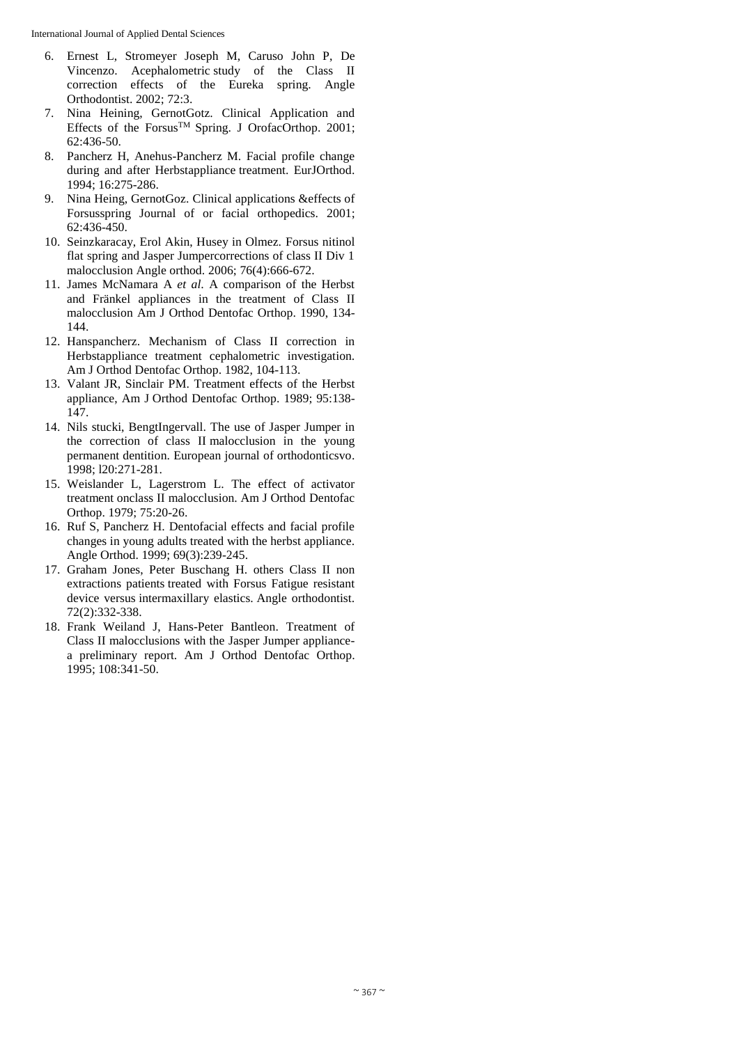6. Ernest L, Stromeyer Joseph M, Caruso John P, De Vincenzo. Acephalometric study of the Class II correction effects of the Eureka spring. Angle Orthodontist. 2002; 72:3.
7. Nina Heining, GernotGotz. Clinical Application and Effects of the Forsus$^{TM}$ Spring. J OrofacOrthop. 2001; 62:436-50.
8. Pancherz H, Anehus-Pancherz M. Facial profile change during and after Herbstappliance treatment. EurJOrthod. 1994; 16:275-286.
9. Nina Heing, GernotGoz. Clinical applications &effects of Forsusspring Journal of or facial orthopedics. 2001; 62:436-450.
10. Seinzkaracay, Erol Akin, Husey in Olmez. Forsus nitinol flat spring and Jasper Jumpercorrections of class II Div 1 malocclusion Angle orthod. 2006; 76(4):666-672.
11. James McNamara A *et al*. A comparison of the Herbst and Fränkel appliances in the treatment of Class II malocclusion Am J Orthod Dentofac Orthop. 1990, 134-144.
12. Hanspancherz. Mechanism of Class II correction in Herbstappliance treatment cephalometric investigation. Am J Orthod Dentofac Orthop. 1982, 104-113.
13. Valant JR, Sinclair PM. Treatment effects of the Herbst appliance, Am J Orthod Dentofac Orthop. 1989; 95:138-147.
14. Nils stucki, BengtIngervall. The use of Jasper Jumper in the correction of class II malocclusion in the young permanent dentition. European journal of orthodonticsvo. 1998; l20:271-281.
15. Weislander L, Lagerstrom L. The effect of activator treatment onclass II malocclusion. Am J Orthod Dentofac Orthop. 1979; 75:20-26.
16. Ruf S, Pancherz H. Dentofacial effects and facial profile changes in young adults treated with the herbst appliance. Angle Orthod. 1999; 69(3):239-245.
17. Graham Jones, Peter Buschang H. others Class II non extractions patients treated with Forsus Fatigue resistant device versus intermaxillary elastics. Angle orthodontist. 72(2):332-338.
18. Frank Weiland J, Hans-Peter Bantleon. Treatment of Class II malocclusions with the Jasper Jumper appliance-a preliminary report. Am J Orthod Dentofac Orthop. 1995; 108:341-50.